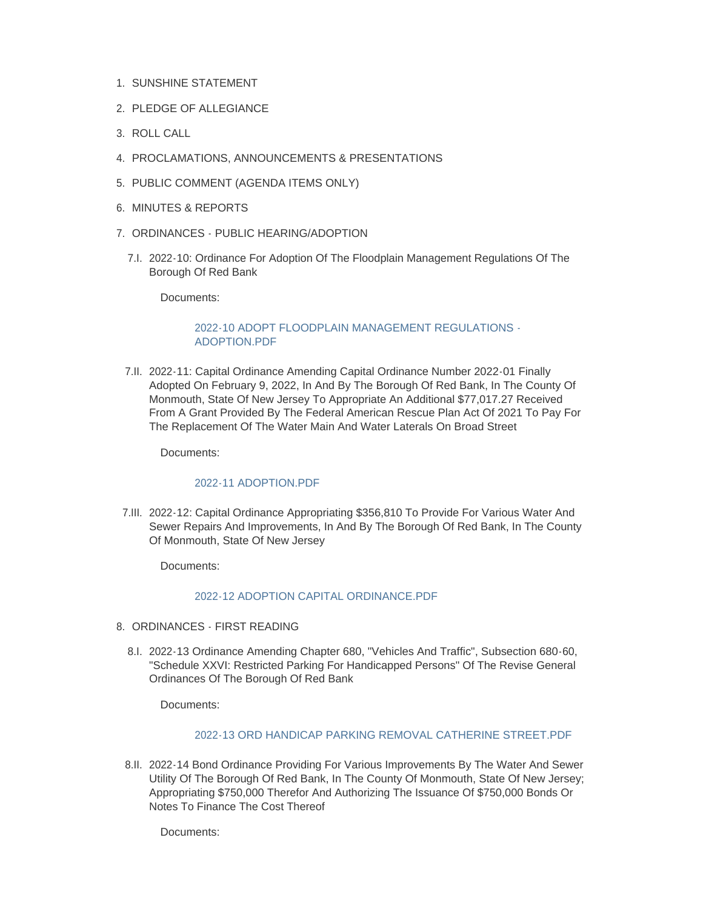1. SUNSHINE STATEMENT
2. PLEDGE OF ALLEGIANCE
3. ROLL CALL
4. PROCLAMATIONS, ANNOUNCEMENTS & PRESENTATIONS
5. PUBLIC COMMENT (AGENDA ITEMS ONLY)
6. MINUTES & REPORTS
7. ORDINANCES - PUBLIC HEARING/ADOPTION

   7.I. 2022-10: Ordinance For Adoption Of The Floodplain Management Regulations Of The Borough Of Red Bank

   Documents:

   2022-10 ADOPT FLOODPLAIN MANAGEMENT REGULATIONS - ADOPTION.PDF

   7.II. 2022-11: Capital Ordinance Amending Capital Ordinance Number 2022-01 Finally Adopted On February 9, 2022, In And By The Borough Of Red Bank, In The County Of Monmouth, State Of New Jersey To Appropriate An Additional $77,017.27 Received From A Grant Provided By The Federal American Rescue Plan Act Of 2021 To Pay For The Replacement Of The Water Main And Water Laterals On Broad Street

   Documents:

   2022-11 ADOPTION.PDF

   7.III. 2022-12: Capital Ordinance Appropriating $356,810 To Provide For Various Water And Sewer Repairs And Improvements, In And By The Borough Of Red Bank, In The County Of Monmouth, State Of New Jersey

   Documents:

   2022-12 ADOPTION CAPITAL ORDINANCE.PDF

8. ORDINANCES - FIRST READING

   8.I. 2022-13 Ordinance Amending Chapter 680, "Vehicles And Traffic", Subsection 680-60, "Schedule XXVI: Restricted Parking For Handicapped Persons" Of The Revise General Ordinances Of The Borough Of Red Bank

   Documents:

   2022-13 ORD HANDICAP PARKING REMOVAL CATHERINE STREET.PDF

   8.II. 2022-14 Bond Ordinance Providing For Various Improvements By The Water And Sewer Utility Of The Borough Of Red Bank, In The County Of Monmouth, State Of New Jersey; Appropriating $750,000 Therefor And Authorizing The Issuance Of $750,000 Bonds Or Notes To Finance The Cost Thereof

   Documents: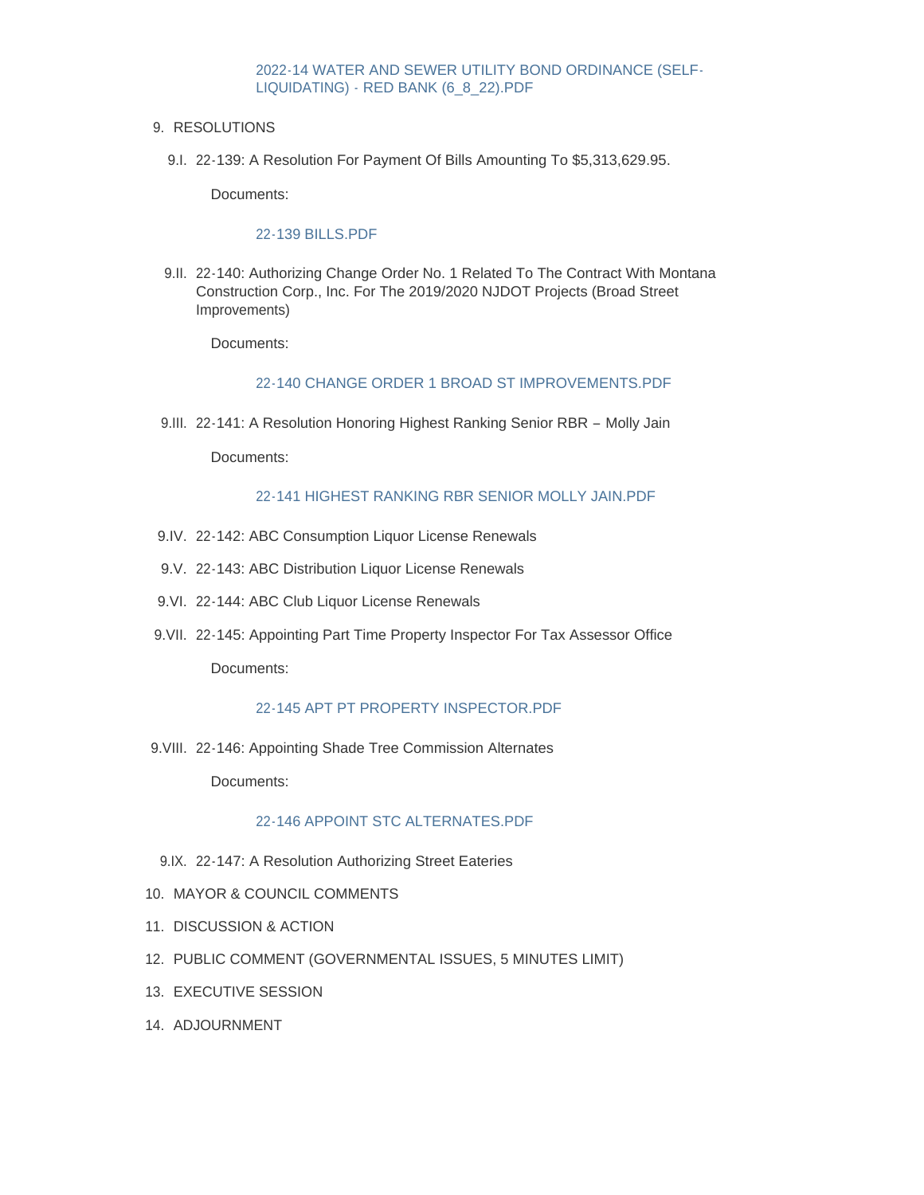2022-14 WATER AND SEWER UTILITY BOND ORDINANCE (SELF-LIQUIDATING) - RED BANK (6_8_22).PDF

9. RESOLUTIONS

   9.I. 22-139: A Resolution For Payment Of Bills Amounting To $5,313,629.95.

   Documents:

   22-139 BILLS.PDF

   9.II. 22-140: Authorizing Change Order No. 1 Related To The Contract With Montana Construction Corp., Inc. For The 2019/2020 NJDOT Projects (Broad Street Improvements)

   Documents:

   22-140 CHANGE ORDER 1 BROAD ST IMPROVEMENTS.PDF

   9.III. 22-141: A Resolution Honoring Highest Ranking Senior RBR – Molly Jain

   Documents:

   22-141 HIGHEST RANKING RBR SENIOR MOLLY JAIN.PDF

   9.IV. 22-142: ABC Consumption Liquor License Renewals

   9.V. 22-143: ABC Distribution Liquor License Renewals

   9.VI. 22-144: ABC Club Liquor License Renewals

   9.VII. 22-145: Appointing Part Time Property Inspector For Tax Assessor Office

   Documents:

   22-145 APT PT PROPERTY INSPECTOR.PDF

   9.VIII. 22-146: Appointing Shade Tree Commission Alternates

   Documents:

   22-146 APPOINT STC ALTERNATES.PDF

   9.IX. 22-147: A Resolution Authorizing Street Eateries

10. MAYOR & COUNCIL COMMENTS

11. DISCUSSION & ACTION

12. PUBLIC COMMENT (GOVERNMENTAL ISSUES, 5 MINUTES LIMIT)

13. EXECUTIVE SESSION

14. ADJOURNMENT